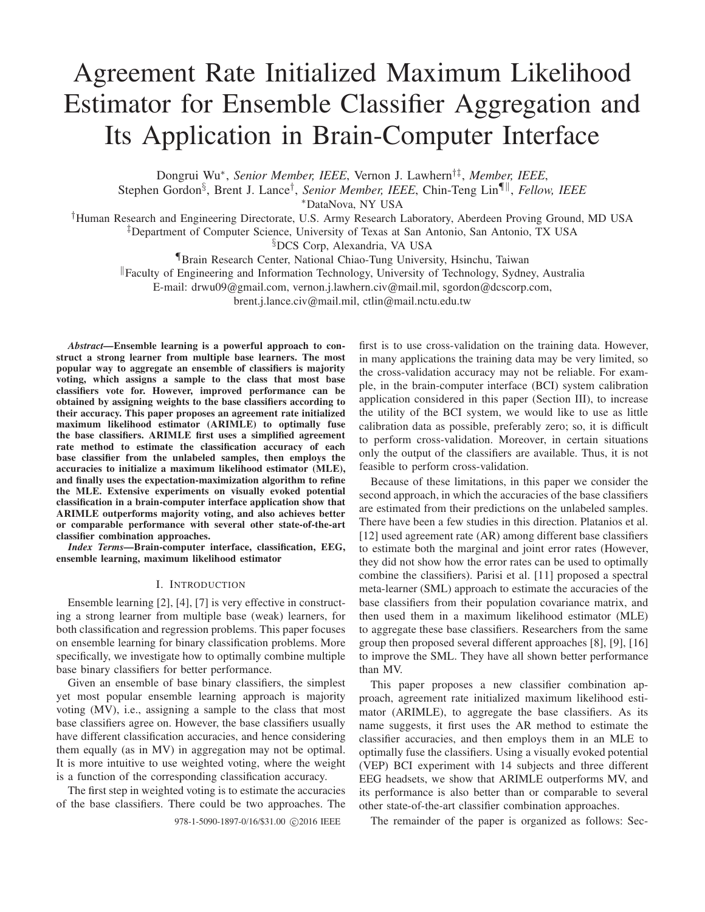# Agreement Rate Initialized Maximum Likelihood Estimator for Ensemble Classifier Aggregation and Its Application in Brain-Computer Interface

Dongrui Wu[*], *Senior Member, IEEE*, Vernon J. Lawhern[†‡], *Member, IEEE*,
Stephen Gordon[§], Brent J. Lance[†], *Senior Member, IEEE*, Chin-Teng Lin[¶‖], *Fellow, IEEE*

[*]DataNova, NY USA

[†]Human Research and Engineering Directorate, U.S. Army Research Laboratory, Aberdeen Proving Ground, MD USA

[‡]Department of Computer Science, University of Texas at San Antonio, San Antonio, TX USA

[§]DCS Corp, Alexandria, VA USA

[¶]Brain Research Center, National Chiao-Tung University, Hsinchu, Taiwan

[‖]Faculty of Engineering and Information Technology, University of Technology, Sydney, Australia

E-mail: drwu09@gmail.com, vernon.j.lawhern.civ@mail.mil, sgordon@dcscorp.com, brent.j.lance.civ@mail.mil, ctlin@mail.nctu.edu.tw

***Abstract*—Ensemble learning is a powerful approach to construct a strong learner from multiple base learners. The most popular way to aggregate an ensemble of classifiers is majority voting, which assigns a sample to the class that most base classifiers vote for. However, improved performance can be obtained by assigning weights to the base classifiers according to their accuracy. This paper proposes an agreement rate initialized maximum likelihood estimator (ARIMLE) to optimally fuse the base classifiers. ARIMLE first uses a simplified agreement rate method to estimate the classification accuracy of each base classifier from the unlabeled samples, then employs the accuracies to initialize a maximum likelihood estimator (MLE), and finally uses the expectation-maximization algorithm to refine the MLE. Extensive experiments on visually evoked potential classification in a brain-computer interface application show that ARIMLE outperforms majority voting, and also achieves better or comparable performance with several other state-of-the-art classifier combination approaches.**

***Index Terms*—Brain-computer interface, classification, EEG, ensemble learning, maximum likelihood estimator**

## I. Introduction

Ensemble learning [2], [4], [7] is very effective in constructing a strong learner from multiple base (weak) learners, for both classification and regression problems. This paper focuses on ensemble learning for binary classification problems. More specifically, we investigate how to optimally combine multiple base binary classifiers for better performance.

Given an ensemble of base binary classifiers, the simplest yet most popular ensemble learning approach is majority voting (MV), i.e., assigning a sample to the class that most base classifiers agree on. However, the base classifiers usually have different classification accuracies, and hence considering them equally (as in MV) in aggregation may not be optimal. It is more intuitive to use weighted voting, where the weight is a function of the corresponding classification accuracy.

The first step in weighted voting is to estimate the accuracies of the base classifiers. There could be two approaches. The first is to use cross-validation on the training data. However, in many applications the training data may be very limited, so the cross-validation accuracy may not be reliable. For example, in the brain-computer interface (BCI) system calibration application considered in this paper (Section III), to increase the utility of the BCI system, we would like to use as little calibration data as possible, preferably zero; so, it is difficult to perform cross-validation. Moreover, in certain situations only the output of the classifiers are available. Thus, it is not feasible to perform cross-validation.

Because of these limitations, in this paper we consider the second approach, in which the accuracies of the base classifiers are estimated from their predictions on the unlabeled samples. There have been a few studies in this direction. Platanios et al. [12] used agreement rate (AR) among different base classifiers to estimate both the marginal and joint error rates (However, they did not show how the error rates can be used to optimally combine the classifiers). Parisi et al. [11] proposed a spectral meta-learner (SML) approach to estimate the accuracies of the base classifiers from their population covariance matrix, and then used them in a maximum likelihood estimator (MLE) to aggregate these base classifiers. Researchers from the same group then proposed several different approaches [8], [9], [16] to improve the SML. They have all shown better performance than MV.

This paper proposes a new classifier combination approach, agreement rate initialized maximum likelihood estimator (ARIMLE), to aggregate the base classifiers. As its name suggests, it first uses the AR method to estimate the classifier accuracies, and then employs them in an MLE to optimally fuse the classifiers. Using a visually evoked potential (VEP) BCI experiment with 14 subjects and three different EEG headsets, we show that ARIMLE outperforms MV, and its performance is also better than or comparable to several other state-of-the-art classifier combination approaches.

978-1-5090-1897-0/16/$31.00 ©2016 IEEE

The remainder of the paper is organized as follows: Sec-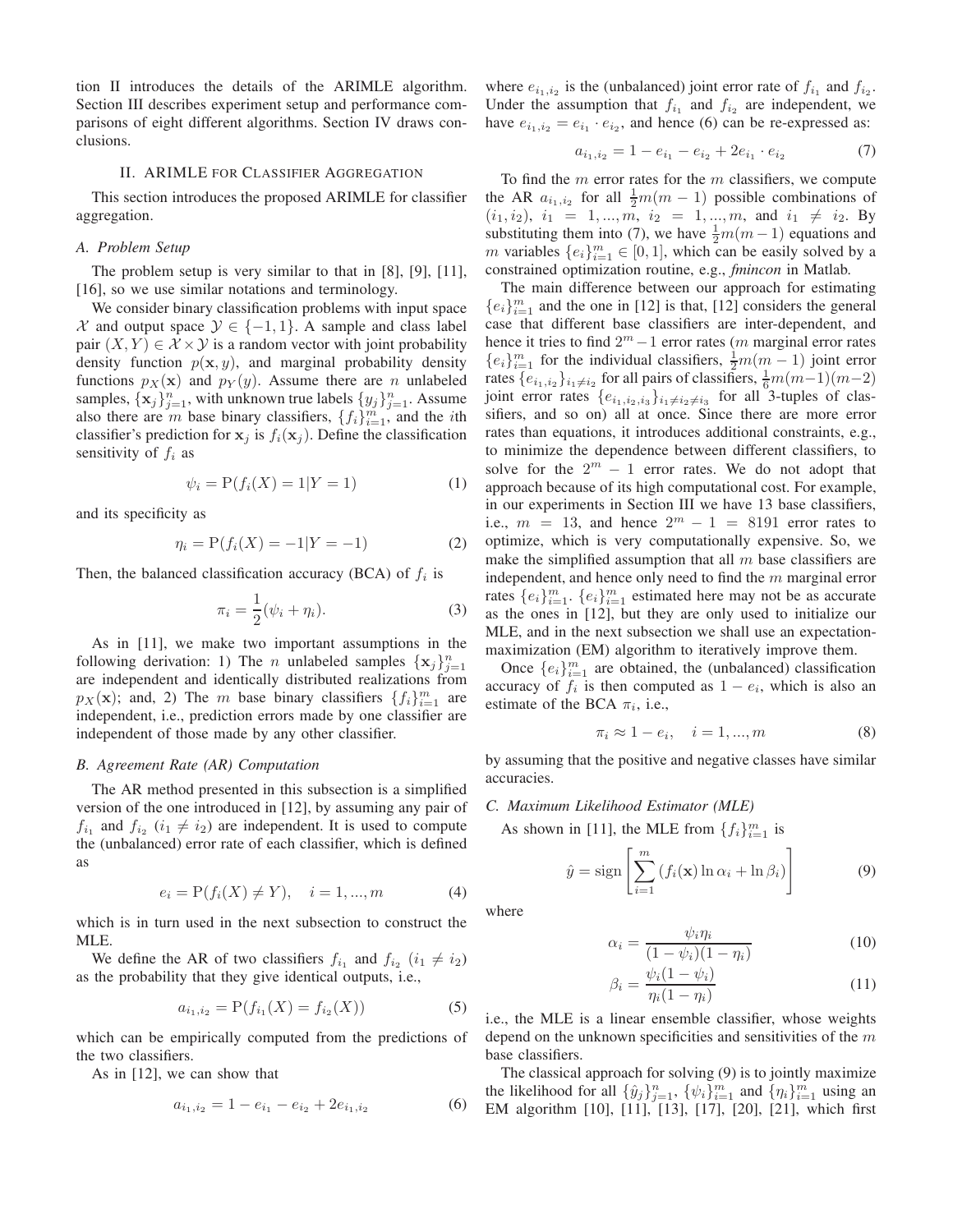tion II introduces the details of the ARIMLE algorithm. Section III describes experiment setup and performance comparisons of eight different algorithms. Section IV draws conclusions.

## II. ARIMLE for Classifier Aggregation

This section introduces the proposed ARIMLE for classifier aggregation.

### A. Problem Setup

The problem setup is very similar to that in [8], [9], [11], [16], so we use similar notations and terminology.

We consider binary classification problems with input space $\mathcal{X}$ and output space $\mathcal{Y} \in \{-1, 1\}$. A sample and class label pair $(X, Y) \in \mathcal{X} \times \mathcal{Y}$ is a random vector with joint probability density function $p(\mathbf{x}, y)$, and marginal probability density functions $p_X(\mathbf{x})$ and $p_Y(y)$. Assume there are $n$ unlabeled samples, $\{\mathbf{x}_j\}_{j=1}^n$, with unknown true labels $\{y_j\}_{j=1}^n$. Assume also there are $m$ base binary classifiers, $\{f_i\}_{i=1}^m$, and the $i$th classifier's prediction for $\mathbf{x}_j$ is $f_i(\mathbf{x}_j)$. Define the classification sensitivity of $f_i$ as

$$\psi_i = \mathrm{P}(f_i(X) = 1 | Y = 1) \tag{1}$$

and its specificity as

$$\eta_i = \mathrm{P}(f_i(X) = -1 | Y = -1) \tag{2}$$

Then, the balanced classification accuracy (BCA) of $f_i$ is

$$\pi_i = \frac{1}{2}(\psi_i + \eta_i). \tag{3}$$

As in [11], we make two important assumptions in the following derivation: 1) The $n$ unlabeled samples $\{\mathbf{x}_j\}_{j=1}^n$ are independent and identically distributed realizations from $p_X(\mathbf{x})$; and, 2) The $m$ base binary classifiers $\{f_i\}_{i=1}^m$ are independent, i.e., prediction errors made by one classifier are independent of those made by any other classifier.

### B. Agreement Rate (AR) Computation

The AR method presented in this subsection is a simplified version of the one introduced in [12], by assuming any pair of $f_{i_1}$ and $f_{i_2}$ ($i_1 \neq i_2$) are independent. It is used to compute the (unbalanced) error rate of each classifier, which is defined as

$$e_i = \mathrm{P}(f_i(X) \neq Y), \quad i = 1, ..., m \tag{4}$$

which is in turn used in the next subsection to construct the MLE.

We define the AR of two classifiers $f_{i_1}$ and $f_{i_2}$ ($i_1 \neq i_2$) as the probability that they give identical outputs, i.e.,

$$a_{i_1,i_2} = \mathrm{P}(f_{i_1}(X) = f_{i_2}(X)) \tag{5}$$

which can be empirically computed from the predictions of the two classifiers.

As in [12], we can show that

$$a_{i_1,i_2} = 1 - e_{i_1} - e_{i_2} + 2e_{i_1,i_2} \tag{6}$$

where $e_{i_1,i_2}$ is the (unbalanced) joint error rate of $f_{i_1}$ and $f_{i_2}$. Under the assumption that $f_{i_1}$ and $f_{i_2}$ are independent, we have $e_{i_1,i_2} = e_{i_1} \cdot e_{i_2}$, and hence (6) can be re-expressed as:

$$a_{i_1,i_2} = 1 - e_{i_1} - e_{i_2} + 2e_{i_1} \cdot e_{i_2} \tag{7}$$

To find the $m$ error rates for the $m$ classifiers, we compute the AR $a_{i_1,i_2}$ for all $\frac{1}{2}m(m-1)$ possible combinations of $(i_1, i_2)$, $i_1 = 1, ..., m$, $i_2 = 1, ..., m$, and $i_1 \neq i_2$. By substituting them into (7), we have $\frac{1}{2}m(m-1)$ equations and $m$ variables $\{e_i\}_{i=1}^m \in [0, 1]$, which can be easily solved by a constrained optimization routine, e.g., *fmincon* in Matlab.

The main difference between our approach for estimating $\{e_i\}_{i=1}^m$ and the one in [12] is that, [12] considers the general case that different base classifiers are inter-dependent, and hence it tries to find $2^m - 1$ error rates ($m$ marginal error rates $\{e_i\}_{i=1}^m$ for the individual classifiers, $\frac{1}{2}m(m-1)$ joint error rates $\{e_{i_1,i_2}\}_{i_1 \neq i_2}$ for all pairs of classifiers, $\frac{1}{6}m(m-1)(m-2)$ joint error rates $\{e_{i_1,i_2,i_3}\}_{i_1 \neq i_2 \neq i_3}$ for all 3-tuples of classifiers, and so on) all at once. Since there are more error rates than equations, it introduces additional constraints, e.g., to minimize the dependence between different classifiers, to solve for the $2^m - 1$ error rates. We do not adopt that approach because of its high computational cost. For example, in our experiments in Section III we have 13 base classifiers, i.e., $m = 13$, and hence $2^m - 1 = 8191$ error rates to optimize, which is very computationally expensive. So, we make the simplified assumption that all $m$ base classifiers are independent, and hence only need to find the $m$ marginal error rates $\{e_i\}_{i=1}^m$. $\{e_i\}_{i=1}^m$ estimated here may not be as accurate as the ones in [12], but they are only used to initialize our MLE, and in the next subsection we shall use an expectation-maximization (EM) algorithm to iteratively improve them.

Once $\{e_i\}_{i=1}^m$ are obtained, the (unbalanced) classification accuracy of $f_i$ is then computed as $1 - e_i$, which is also an estimate of the BCA $\pi_i$, i.e.,

$$\pi_i \approx 1 - e_i, \quad i = 1, ..., m \tag{8}$$

by assuming that the positive and negative classes have similar accuracies.

### C. Maximum Likelihood Estimator (MLE)

As shown in [11], the MLE from $\{f_i\}_{i=1}^m$ is

$$\hat{y} = \mathrm{sign}\left[\sum_{i=1}^m (f_i(\mathbf{x}) \ln \alpha_i + \ln \beta_i)\right] \tag{9}$$

where

$$\alpha_i = \frac{\psi_i \eta_i}{(1 - \psi_i)(1 - \eta_i)} \tag{10}$$

$$\beta_i = \frac{\psi_i(1 - \psi_i)}{\eta_i(1 - \eta_i)} \tag{11}$$

i.e., the MLE is a linear ensemble classifier, whose weights depend on the unknown specificities and sensitivities of the $m$ base classifiers.

The classical approach for solving (9) is to jointly maximize the likelihood for all $\{\hat{y}_j\}_{j=1}^n$, $\{\psi_i\}_{i=1}^m$ and $\{\eta_i\}_{i=1}^m$ using an EM algorithm [10], [11], [13], [17], [20], [21], which first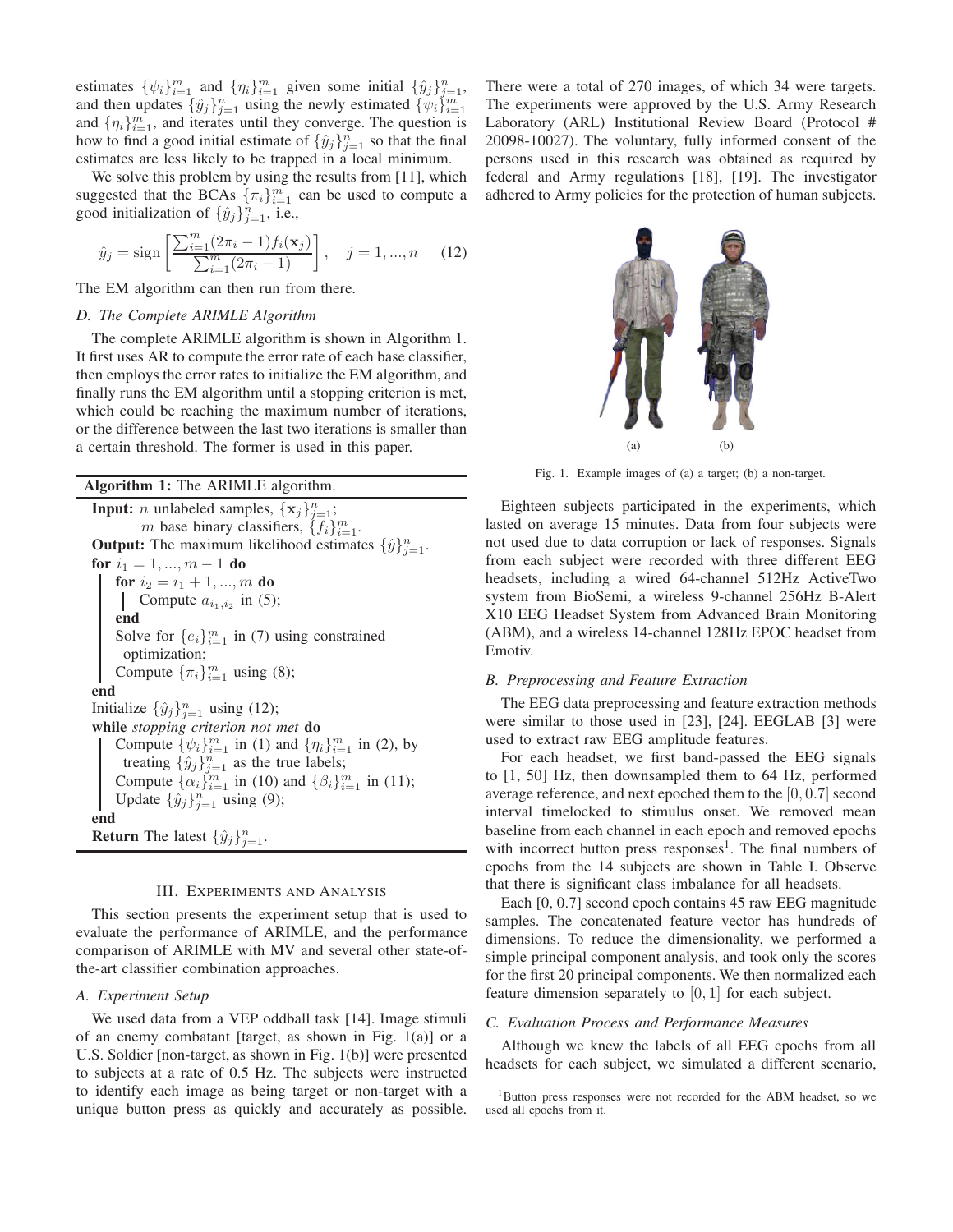estimates $\{\psi_i\}_{i=1}^m$ and $\{\eta_i\}_{i=1}^m$ given some initial $\{\hat{y}_j\}_{j=1}^n$, and then updates $\{\hat{y}_j\}_{j=1}^n$ using the newly estimated $\{\psi_i\}_{i=1}^m$ and $\{\eta_i\}_{i=1}^m$, and iterates until they converge. The question is how to find a good initial estimate of $\{\hat{y}_j\}_{j=1}^n$ so that the final estimates are less likely to be trapped in a local minimum.

We solve this problem by using the results from [11], which suggested that the BCAs $\{\pi_i\}_{i=1}^m$ can be used to compute a good initialization of $\{\hat{y}_j\}_{j=1}^n$, i.e.,

$$\hat{y}_j = \text{sign}\left[\frac{\sum_{i=1}^m (2\pi_i - 1) f_i(\mathbf{x}_j)}{\sum_{i=1}^m (2\pi_i - 1)}\right], \quad j = 1, ..., n \qquad (12)$$

The EM algorithm can then run from there.

### *D. The Complete ARIMLE Algorithm*

The complete ARIMLE algorithm is shown in Algorithm 1. It first uses AR to compute the error rate of each base classifier, then employs the error rates to initialize the EM algorithm, and finally runs the EM algorithm until a stopping criterion is met, which could be reaching the maximum number of iterations, or the difference between the last two iterations is smaller than a certain threshold. The former is used in this paper.

**Algorithm 1:** The ARIMLE algorithm.

**Input:** $n$ unlabeled samples, $\{\mathbf{x}_j\}_{j=1}^n$;
$m$ base binary classifiers, $\{f_i\}_{i=1}^m$.
**Output:** The maximum likelihood estimates $\{\hat{y}\}_{j=1}^n$.
**for** $i_1 = 1, ..., m-1$ **do**
  **for** $i_2 = i_1 + 1, ..., m$ **do**
    Compute $a_{i_1, i_2}$ in (5);
  **end**
  Solve for $\{e_i\}_{i=1}^m$ in (7) using constrained optimization;
  Compute $\{\pi_i\}_{i=1}^m$ using (8);
**end**
Initialize $\{\hat{y}_j\}_{j=1}^n$ using (12);
**while** *stopping criterion not met* **do**
  Compute $\{\psi_i\}_{i=1}^m$ in (1) and $\{\eta_i\}_{i=1}^m$ in (2), by treating $\{\hat{y}_j\}_{j=1}^n$ as the true labels;
  Compute $\{\alpha_i\}_{i=1}^m$ in (10) and $\{\beta_i\}_{i=1}^m$ in (11);
  Update $\{\hat{y}_j\}_{j=1}^n$ using (9);
**end**
**Return** The latest $\{\hat{y}_j\}_{j=1}^n$.

## III. Experiments and Analysis

This section presents the experiment setup that is used to evaluate the performance of ARIMLE, and the performance comparison of ARIMLE with MV and several other state-of-the-art classifier combination approaches.

### *A. Experiment Setup*

We used data from a VEP oddball task [14]. Image stimuli of an enemy combatant [target, as shown in Fig. 1(a)] or a U.S. Soldier [non-target, as shown in Fig. 1(b)] were presented to subjects at a rate of 0.5 Hz. The subjects were instructed to identify each image as being target or non-target with a unique button press as quickly and accurately as possible. There were a total of 270 images, of which 34 were targets. The experiments were approved by the U.S. Army Research Laboratory (ARL) Institutional Review Board (Protocol # 20098-10027). The voluntary, fully informed consent of the persons used in this research was obtained as required by federal and Army regulations [18], [19]. The investigator adhered to Army policies for the protection of human subjects.

(a) (b)

Fig. 1. Example images of (a) a target; (b) a non-target.

Eighteen subjects participated in the experiments, which lasted on average 15 minutes. Data from four subjects were not used due to data corruption or lack of responses. Signals from each subject were recorded with three different EEG headsets, including a wired 64-channel 512Hz ActiveTwo system from BioSemi, a wireless 9-channel 256Hz B-Alert X10 EEG Headset System from Advanced Brain Monitoring (ABM), and a wireless 14-channel 128Hz EPOC headset from Emotiv.

### *B. Preprocessing and Feature Extraction*

The EEG data preprocessing and feature extraction methods were similar to those used in [23], [24]. EEGLAB [3] were used to extract raw EEG amplitude features.

For each headset, we first band-passed the EEG signals to [1, 50] Hz, then downsampled them to 64 Hz, performed average reference, and next epoched them to the $[0, 0.7]$ second interval timelocked to stimulus onset. We removed mean baseline from each channel in each epoch and removed epochs with incorrect button press responses[1]. The final numbers of epochs from the 14 subjects are shown in Table I. Observe that there is significant class imbalance for all headsets.

Each [0, 0.7] second epoch contains 45 raw EEG magnitude samples. The concatenated feature vector has hundreds of dimensions. To reduce the dimensionality, we performed a simple principal component analysis, and took only the scores for the first 20 principal components. We then normalized each feature dimension separately to $[0, 1]$ for each subject.

### *C. Evaluation Process and Performance Measures*

Although we knew the labels of all EEG epochs from all headsets for each subject, we simulated a different scenario,

[1]Button press responses were not recorded for the ABM headset, so we used all epochs from it.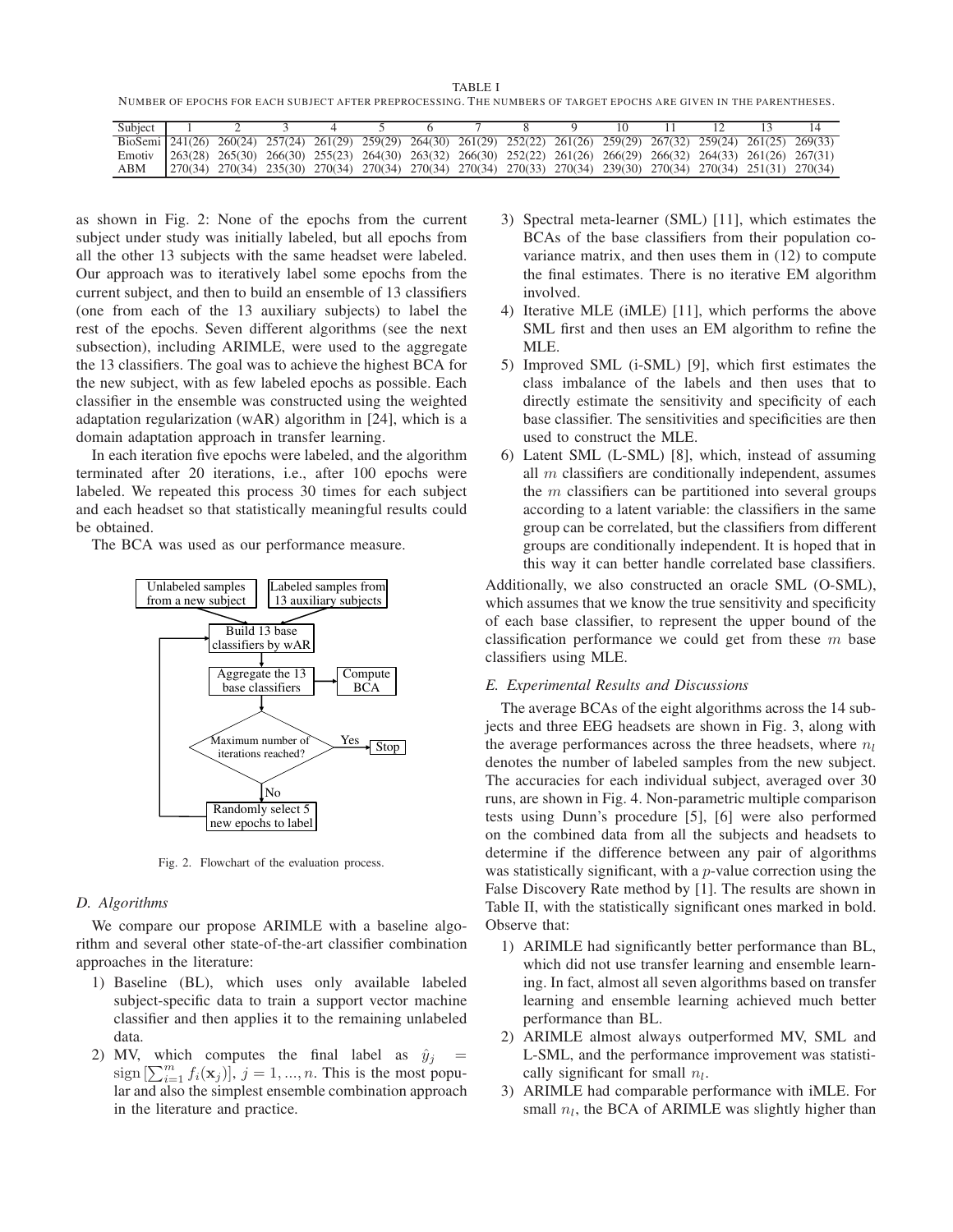TABLE I
NUMBER OF EPOCHS FOR EACH SUBJECT AFTER PREPROCESSING. THE NUMBERS OF TARGET EPOCHS ARE GIVEN IN THE PARENTHESES.

| Subject | 1 | 2 | 3 | 4 | 5 | 6 | 7 | 8 | 9 | 10 | 11 | 12 | 13 | 14 |
|---|---|---|---|---|---|---|---|---|---|---|---|---|---|---|
| BioSemi | 241(26) | 260(24) | 257(24) | 261(29) | 259(29) | 264(30) | 261(29) | 252(22) | 261(26) | 259(29) | 267(32) | 259(24) | 261(25) | 269(33) |
| Emotiv | 263(28) | 265(30) | 266(30) | 255(23) | 264(30) | 263(32) | 266(30) | 252(22) | 261(26) | 266(29) | 266(32) | 264(33) | 261(26) | 267(31) |
| ABM | 270(34) | 270(34) | 235(30) | 270(34) | 270(34) | 270(34) | 270(34) | 270(33) | 270(34) | 239(30) | 270(34) | 270(34) | 251(31) | 270(34) |

as shown in Fig. 2: None of the epochs from the current subject under study was initially labeled, but all epochs from all the other 13 subjects with the same headset were labeled. Our approach was to iteratively label some epochs from the current subject, and then to build an ensemble of 13 classifiers (one from each of the 13 auxiliary subjects) to label the rest of the epochs. Seven different algorithms (see the next subsection), including ARIMLE, were used to the aggregate the 13 classifiers. The goal was to achieve the highest BCA for the new subject, with as few labeled epochs as possible. Each classifier in the ensemble was constructed using the weighted adaptation regularization (wAR) algorithm in [24], which is a domain adaptation approach in transfer learning.

In each iteration five epochs were labeled, and the algorithm terminated after 20 iterations, i.e., after 100 epochs were labeled. We repeated this process 30 times for each subject and each headset so that statistically meaningful results could be obtained.

The BCA was used as our performance measure.

Unlabeled samples from a new subject | Labeled samples from 13 auxiliary subjects → Build 13 base classifiers by wAR → Aggregate the 13 base classifiers → Compute BCA; Maximum number of iterations reached? Yes → Stop; No → Randomly select 5 new epochs to label → (back to Build 13 base classifiers by wAR)

Fig. 2. Flowchart of the evaluation process.

### D. Algorithms

We compare our propose ARIMLE with a baseline algorithm and several other state-of-the-art classifier combination approaches in the literature:

1) Baseline (BL), which uses only available labeled subject-specific data to train a support vector machine classifier and then applies it to the remaining unlabeled data.
2) MV, which computes the final label as $\hat{y}_j = \text{sign}\left[\sum_{i=1}^{m} f_i(\mathbf{x}_j)\right]$, $j = 1, ..., n$. This is the most popular and also the simplest ensemble combination approach in the literature and practice.
3) Spectral meta-learner (SML) [11], which estimates the BCAs of the base classifiers from their population covariance matrix, and then uses them in (12) to compute the final estimates. There is no iterative EM algorithm involved.
4) Iterative MLE (iMLE) [11], which performs the above SML first and then uses an EM algorithm to refine the MLE.
5) Improved SML (i-SML) [9], which first estimates the class imbalance of the labels and then uses that to directly estimate the sensitivity and specificity of each base classifier. The sensitivities and specificities are then used to construct the MLE.
6) Latent SML (L-SML) [8], which, instead of assuming all $m$ classifiers are conditionally independent, assumes the $m$ classifiers can be partitioned into several groups according to a latent variable: the classifiers in the same group can be correlated, but the classifiers from different groups are conditionally independent. It is hoped that in this way it can better handle correlated base classifiers.

Additionally, we also constructed an oracle SML (O-SML), which assumes that we know the true sensitivity and specificity of each base classifier, to represent the upper bound of the classification performance we could get from these $m$ base classifiers using MLE.

### E. Experimental Results and Discussions

The average BCAs of the eight algorithms across the 14 subjects and three EEG headsets are shown in Fig. 3, along with the average performances across the three headsets, where $n_l$ denotes the number of labeled samples from the new subject. The accuracies for each individual subject, averaged over 30 runs, are shown in Fig. 4. Non-parametric multiple comparison tests using Dunn's procedure [5], [6] were also performed on the combined data from all the subjects and headsets to determine if the difference between any pair of algorithms was statistically significant, with a $p$-value correction using the False Discovery Rate method by [1]. The results are shown in Table II, with the statistically significant ones marked in bold. Observe that:

1) ARIMLE had significantly better performance than BL, which did not use transfer learning and ensemble learning. In fact, almost all seven algorithms based on transfer learning and ensemble learning achieved much better performance than BL.
2) ARIMLE almost always outperformed MV, SML and L-SML, and the performance improvement was statistically significant for small $n_l$.
3) ARIMLE had comparable performance with iMLE. For small $n_l$, the BCA of ARIMLE was slightly higher than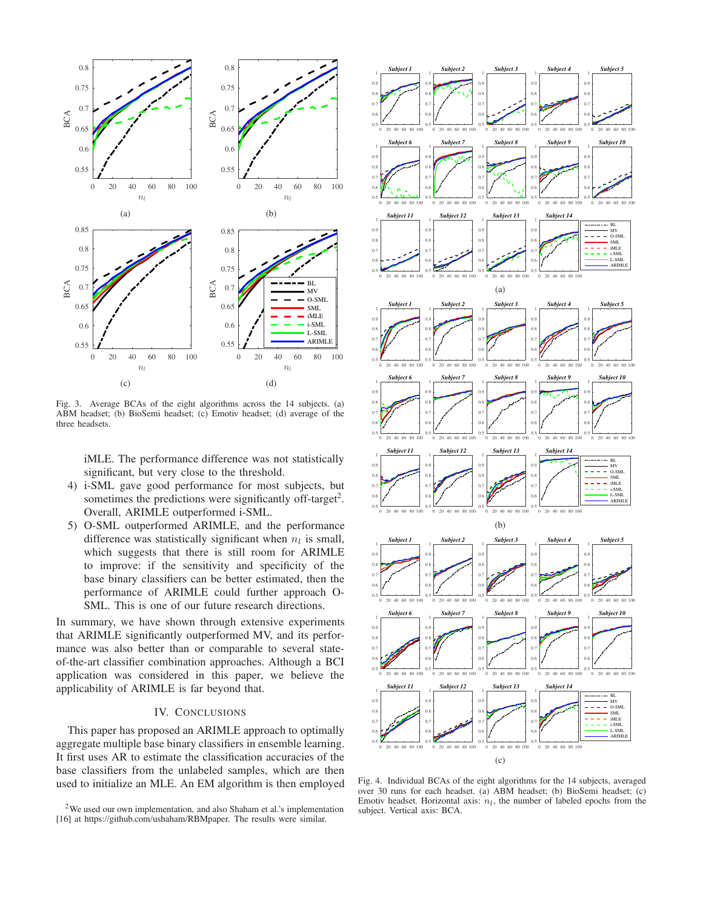Fig. 3. Average BCAs of the eight algorithms across the 14 subjects. (a) ABM headset; (b) BioSemi headset; (c) Emotiv headset; (d) average of the three headsets.

iMLE. The performance difference was not statistically significant, but very close to the threshold.

4) i-SML gave good performance for most subjects, but sometimes the predictions were significantly off-target[2]. Overall, ARIMLE outperformed i-SML.
5) O-SML outperformed ARIMLE, and the performance difference was statistically significant when $n_l$ is small, which suggests that there is still room for ARIMLE to improve: if the sensitivity and specificity of the base binary classifiers can be better estimated, then the performance of ARIMLE could further approach O-SML. This is one of our future research directions.

In summary, we have shown through extensive experiments that ARIMLE significantly outperformed MV, and its performance was also better than or comparable to several state-of-the-art classifier combination approaches. Although a BCI application was considered in this paper, we believe the applicability of ARIMLE is far beyond that.

## IV. Conclusions

This paper has proposed an ARIMLE approach to optimally aggregate multiple base binary classifiers in ensemble learning. It first uses AR to estimate the classification accuracies of the base classifiers from the unlabeled samples, which are then used to initialize an MLE. An EM algorithm is then employed

[2] We used our own implementation, and also Shaham et al.'s implementation [16] at https://github.com/ushaham/RBMpaper. The results were similar.

Fig. 4. Individual BCAs of the eight algorithms for the 14 subjects, averaged over 30 runs for each headset. (a) ABM headset; (b) BioSemi headset; (c) Emotiv headset. Horizontal axis: $n_l$, the number of labeled epochs from the subject. Vertical axis: BCA.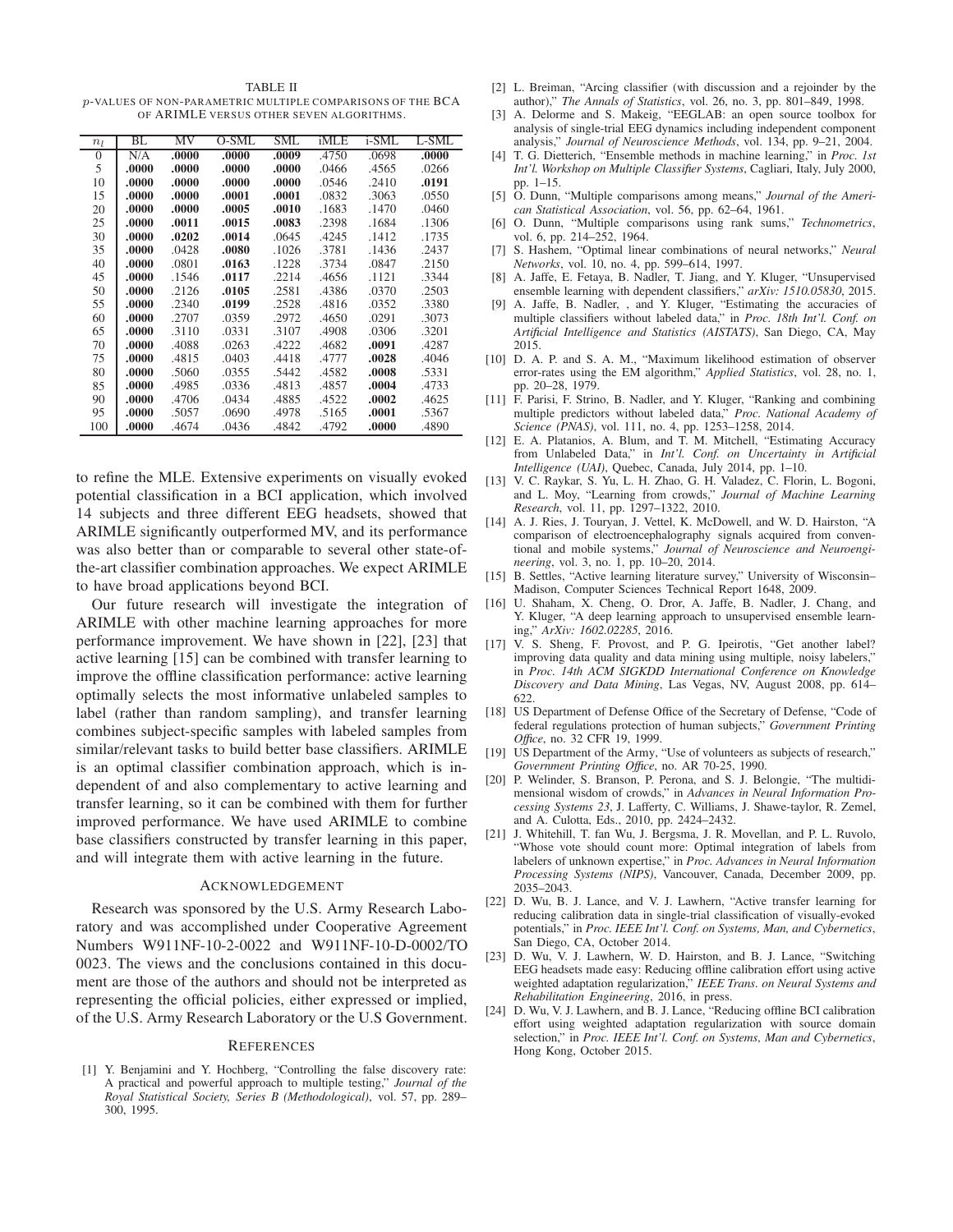TABLE II
$p$-VALUES OF NON-PARAMETRIC MULTIPLE COMPARISONS OF THE BCA OF ARIMLE VERSUS OTHER SEVEN ALGORITHMS.

| $n_l$ | BL | MV | O-SML | SML | iMLE | i-SML | L-SML |
|---|---|---|---|---|---|---|---|
| 0 | N/A | **.0000** | **.0000** | **.0009** | .4750 | .0698 | **.0000** |
| 5 | **.0000** | **.0000** | **.0000** | **.0000** | .0466 | .4565 | .0266 |
| 10 | **.0000** | **.0000** | **.0000** | **.0000** | .0546 | .2410 | **.0191** |
| 15 | **.0000** | **.0000** | **.0001** | **.0001** | .0832 | .3063 | .0550 |
| 20 | **.0000** | **.0000** | **.0005** | **.0010** | .1683 | .1470 | .0460 |
| 25 | **.0000** | **.0011** | **.0015** | **.0083** | .2398 | .1684 | .1306 |
| 30 | **.0000** | **.0202** | **.0014** | .0645 | .4245 | .1412 | .1735 |
| 35 | **.0000** | .0428 | **.0080** | .1026 | .3781 | .1436 | .2437 |
| 40 | **.0000** | .0801 | **.0163** | .1228 | .3734 | .0847 | .2150 |
| 45 | **.0000** | .1546 | **.0117** | .2214 | .4656 | .1121 | .3344 |
| 50 | **.0000** | .2126 | **.0105** | .2581 | .4386 | .0370 | .2503 |
| 55 | **.0000** | .2340 | **.0199** | .2528 | .4816 | .0352 | .3380 |
| 60 | **.0000** | .2707 | .0359 | .2972 | .4650 | .0291 | .3073 |
| 65 | **.0000** | .3110 | .0331 | .3107 | .4908 | .0306 | .3201 |
| 70 | **.0000** | .4088 | .0263 | .4222 | .4682 | **.0091** | .4287 |
| 75 | **.0000** | .4815 | .0403 | .4418 | .4777 | **.0028** | .4046 |
| 80 | **.0000** | .5060 | .0355 | .5442 | .4582 | **.0008** | .5331 |
| 85 | **.0000** | .4985 | .0336 | .4813 | .4857 | **.0004** | .4733 |
| 90 | **.0000** | .4706 | .0434 | .4885 | .4522 | **.0002** | .4625 |
| 95 | **.0000** | .5057 | .0690 | .4978 | .5165 | **.0001** | .5367 |
| 100 | **.0000** | .4674 | .0436 | .4842 | .4792 | **.0000** | .4890 |

to refine the MLE. Extensive experiments on visually evoked potential classification in a BCI application, which involved 14 subjects and three different EEG headsets, showed that ARIMLE significantly outperformed MV, and its performance was also better than or comparable to several other state-of-the-art classifier combination approaches. We expect ARIMLE to have broad applications beyond BCI.

Our future research will investigate the integration of ARIMLE with other machine learning approaches for more performance improvement. We have shown in [22], [23] that active learning [15] can be combined with transfer learning to improve the offline classification performance: active learning optimally selects the most informative unlabeled samples to label (rather than random sampling), and transfer learning combines subject-specific samples with labeled samples from similar/relevant tasks to build better base classifiers. ARIMLE is an optimal classifier combination approach, which is independent of and also complementary to active learning and transfer learning, so it can be combined with them for further improved performance. We have used ARIMLE to combine base classifiers constructed by transfer learning in this paper, and will integrate them with active learning in the future.

## ACKNOWLEDGEMENT

Research was sponsored by the U.S. Army Research Laboratory and was accomplished under Cooperative Agreement Numbers W911NF-10-2-0022 and W911NF-10-D-0002/TO 0023. The views and the conclusions contained in this document are those of the authors and should not be interpreted as representing the official policies, either expressed or implied, of the U.S. Army Research Laboratory or the U.S Government.

## REFERENCES

[1] Y. Benjamini and Y. Hochberg, "Controlling the false discovery rate: A practical and powerful approach to multiple testing," *Journal of the Royal Statistical Society, Series B (Methodological)*, vol. 57, pp. 289–300, 1995.

[2] L. Breiman, "Arcing classifier (with discussion and a rejoinder by the author)," *The Annals of Statistics*, vol. 26, no. 3, pp. 801–849, 1998.

[3] A. Delorme and S. Makeig, "EEGLAB: an open source toolbox for analysis of single-trial EEG dynamics including independent component analysis," *Journal of Neuroscience Methods*, vol. 134, pp. 9–21, 2004.

[4] T. G. Dietterich, "Ensemble methods in machine learning," in *Proc. 1st Int'l. Workshop on Multiple Classifier Systems*, Cagliari, Italy, July 2000, pp. 1–15.

[5] O. Dunn, "Multiple comparisons among means," *Journal of the American Statistical Association*, vol. 56, pp. 62–64, 1961.

[6] O. Dunn, "Multiple comparisons using rank sums," *Technometrics*, vol. 6, pp. 214–252, 1964.

[7] S. Hashem, "Optimal linear combinations of neural networks," *Neural Networks*, vol. 10, no. 4, pp. 599–614, 1997.

[8] A. Jaffe, E. Fetaya, B. Nadler, T. Jiang, and Y. Kluger, "Unsupervised ensemble learning with dependent classifiers," *arXiv: 1510.05830*, 2015.

[9] A. Jaffe, B. Nadler, , and Y. Kluger, "Estimating the accuracies of multiple classifiers without labeled data," in *Proc. 18th Int'l. Conf. on Artificial Intelligence and Statistics (AISTATS)*, San Diego, CA, May 2015.

[10] D. A. P. and S. A. M., "Maximum likelihood estimation of observer error-rates using the EM algorithm," *Applied Statistics*, vol. 28, no. 1, pp. 20–28, 1979.

[11] F. Parisi, F. Strino, B. Nadler, and Y. Kluger, "Ranking and combining multiple predictors without labeled data," *Proc. National Academy of Science (PNAS)*, vol. 111, no. 4, pp. 1253–1258, 2014.

[12] E. A. Platanios, A. Blum, and T. M. Mitchell, "Estimating Accuracy from Unlabeled Data," in *Int'l. Conf. on Uncertainty in Artificial Intelligence (UAI)*, Quebec, Canada, July 2014, pp. 1–10.

[13] V. C. Raykar, S. Yu, L. H. Zhao, G. H. Valadez, C. Florin, L. Bogoni, and L. Moy, "Learning from crowds," *Journal of Machine Learning Research*, vol. 11, pp. 1297–1322, 2010.

[14] A. J. Ries, J. Touryan, J. Vettel, K. McDowell, and W. D. Hairston, "A comparison of electroencephalography signals acquired from conventional and mobile systems," *Journal of Neuroscience and Neuroengineering*, vol. 3, no. 1, pp. 10–20, 2014.

[15] B. Settles, "Active learning literature survey," University of Wisconsin–Madison, Computer Sciences Technical Report 1648, 2009.

[16] U. Shaham, X. Cheng, O. Dror, A. Jaffe, B. Nadler, J. Chang, and Y. Kluger, "A deep learning approach to unsupervised ensemble learning," *ArXiv: 1602.02285*, 2016.

[17] V. S. Sheng, F. Provost, and P. G. Ipeirotis, "Get another label? improving data quality and data mining using multiple, noisy labelers," in *Proc. 14th ACM SIGKDD International Conference on Knowledge Discovery and Data Mining*, Las Vegas, NV, August 2008, pp. 614–622.

[18] US Department of Defense Office of the Secretary of Defense, "Code of federal regulations protection of human subjects," *Government Printing Office*, no. 32 CFR 19, 1999.

[19] US Department of the Army, "Use of volunteers as subjects of research," *Government Printing Office*, no. AR 70-25, 1990.

[20] P. Welinder, S. Branson, P. Perona, and S. J. Belongie, "The multidimensional wisdom of crowds," in *Advances in Neural Information Processing Systems 23*, J. Lafferty, C. Williams, J. Shawe-taylor, R. Zemel, and A. Culotta, Eds., 2010, pp. 2424–2432.

[21] J. Whitehill, T. fan Wu, J. Bergsma, J. R. Movellan, and P. L. Ruvolo, "Whose vote should count more: Optimal integration of labels from labelers of unknown expertise," in *Proc. Advances in Neural Information Processing Systems (NIPS)*, Vancouver, Canada, December 2009, pp. 2035–2043.

[22] D. Wu, B. J. Lance, and V. J. Lawhern, "Active transfer learning for reducing calibration data in single-trial classification of visually-evoked potentials," in *Proc. IEEE Int'l. Conf. on Systems, Man, and Cybernetics*, San Diego, CA, October 2014.

[23] D. Wu, V. J. Lawhern, W. D. Hairston, and B. J. Lance, "Switching EEG headsets made easy: Reducing offline calibration effort using active weighted adaptation regularization," *IEEE Trans. on Neural Systems and Rehabilitation Engineering*, 2016, in press.

[24] D. Wu, V. J. Lawhern, and B. J. Lance, "Reducing offline BCI calibration effort using weighted adaptation regularization with source domain selection," in *Proc. IEEE Int'l. Conf. on Systems, Man and Cybernetics*, Hong Kong, October 2015.